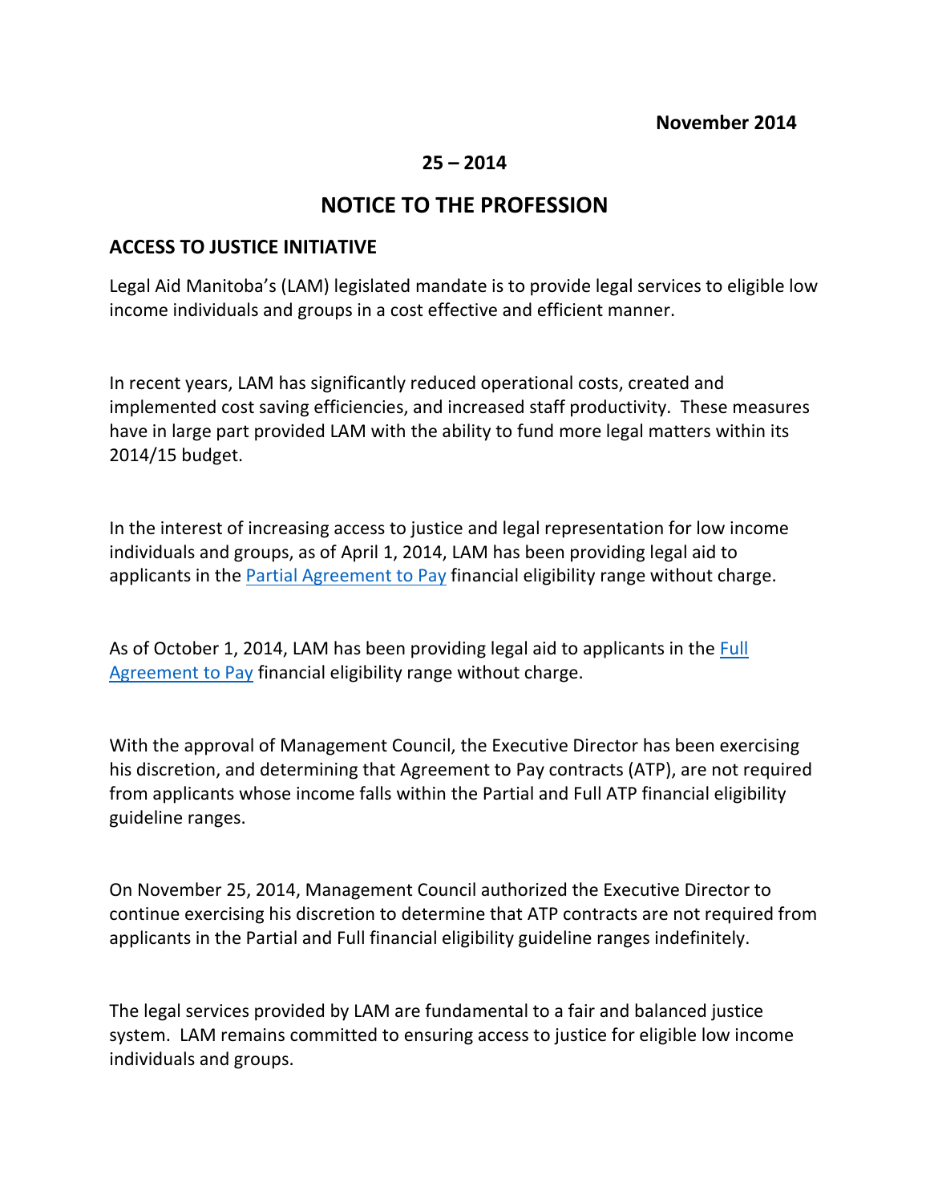**November 2014**

**25 – 2014**

# NOTICE TO THE PROFESSION

## ACCESS TO JUSTICE INITIATIVE

Legal Aid Manitoba's (LAM) legislated mandate is to provide legal services to eligible low income individuals and groups in a cost effective and efficient manner.

In recent years, LAM has significantly reduced operational costs, created and implemented cost saving efficiencies, and increased staff productivity. These measures have in large part provided LAM with the ability to fund more legal matters within its 2014/15 budget.

In the interest of increasing access to justice and legal representation for low income individuals and groups, as of April 1, 2014, LAM has been providing legal aid to applicants in the Partial Agreement to Pay financial eligibility range without charge.

As of October 1, 2014, LAM has been providing legal aid to applicants in the Full Agreement to Pay financial eligibility range without charge.

With the approval of Management Council, the Executive Director has been exercising his discretion, and determining that Agreement to Pay contracts (ATP), are not required from applicants whose income falls within the Partial and Full ATP financial eligibility guideline ranges.

On November 25, 2014, Management Council authorized the Executive Director to continue exercising his discretion to determine that ATP contracts are not required from applicants in the Partial and Full financial eligibility guideline ranges indefinitely.

The legal services provided by LAM are fundamental to a fair and balanced justice system. LAM remains committed to ensuring access to justice for eligible low income individuals and groups.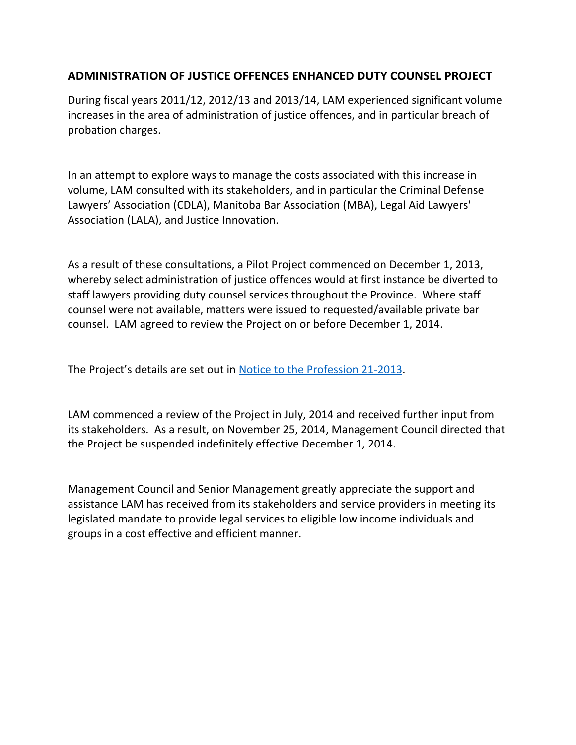## ADMINISTRATION OF JUSTICE OFFENCES ENHANCED DUTY COUNSEL PROJECT

During fiscal years 2011/12, 2012/13 and 2013/14, LAM experienced significant volume increases in the area of administration of justice offences, and in particular breach of probation charges.

In an attempt to explore ways to manage the costs associated with this increase in volume, LAM consulted with its stakeholders, and in particular the Criminal Defense Lawyers' Association (CDLA), Manitoba Bar Association (MBA), Legal Aid Lawyers' Association (LALA), and Justice Innovation.

As a result of these consultations, a Pilot Project commenced on December 1, 2013, whereby select administration of justice offences would at first instance be diverted to staff lawyers providing duty counsel services throughout the Province. Where staff counsel were not available, matters were issued to requested/available private bar counsel. LAM agreed to review the Project on or before December 1, 2014.

The Project's details are set out in Notice to the Profession 21-2013.

LAM commenced a review of the Project in July, 2014 and received further input from its stakeholders. As a result, on November 25, 2014, Management Council directed that the Project be suspended indefinitely effective December 1, 2014.

Management Council and Senior Management greatly appreciate the support and assistance LAM has received from its stakeholders and service providers in meeting its legislated mandate to provide legal services to eligible low income individuals and groups in a cost effective and efficient manner.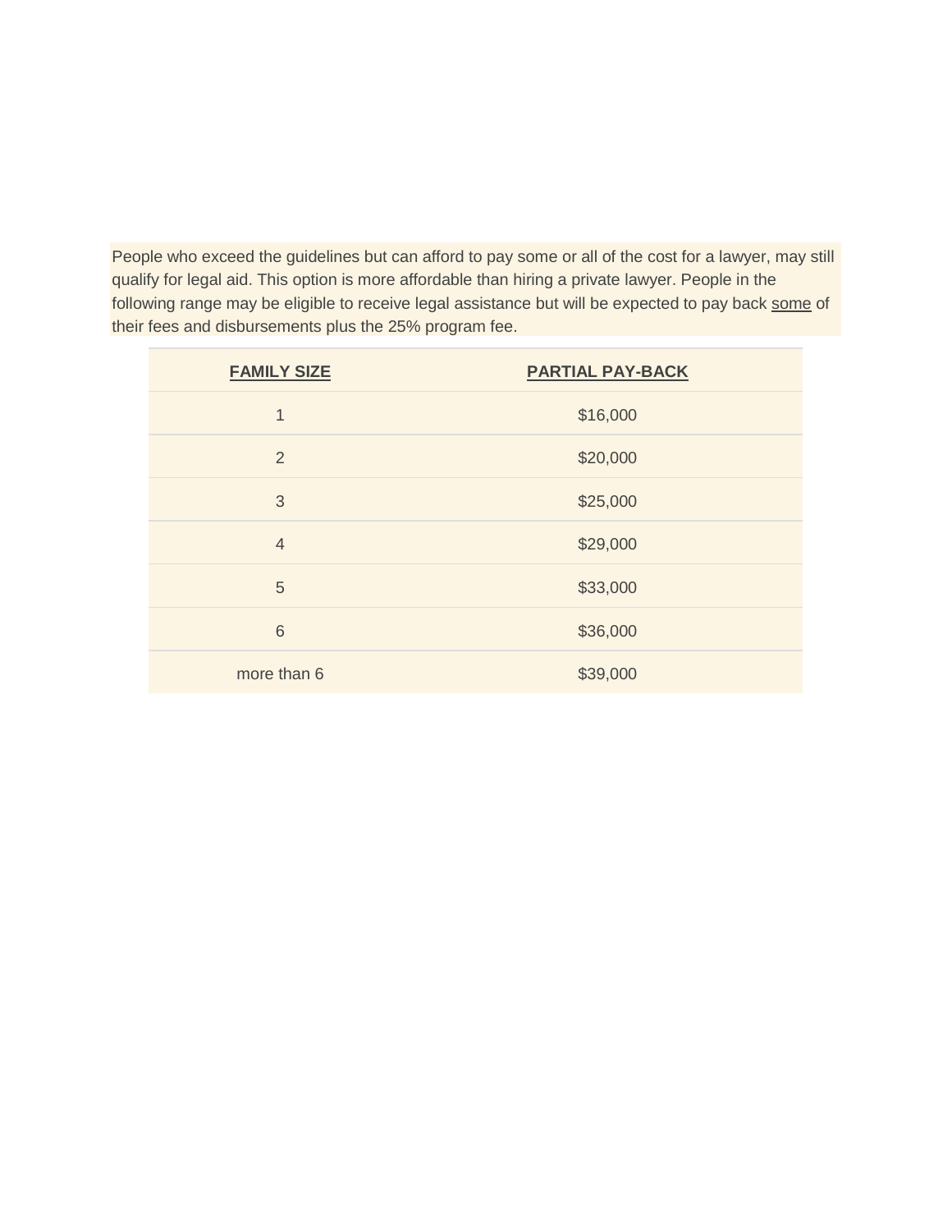People who exceed the guidelines but can afford to pay some or all of the cost for a lawyer, may still qualify for legal aid. This option is more affordable than hiring a private lawyer. People in the following range may be eligible to receive legal assistance but will be expected to pay back <u>some</u> of their fees and disbursements plus the 25% program fee.

| **FAMILY SIZE** | **PARTIAL PAY-BACK** |
|---|---|
| 1 | $16,000 |
| 2 | $20,000 |
| 3 | $25,000 |
| 4 | $29,000 |
| 5 | $33,000 |
| 6 | $36,000 |
| more than 6 | $39,000 |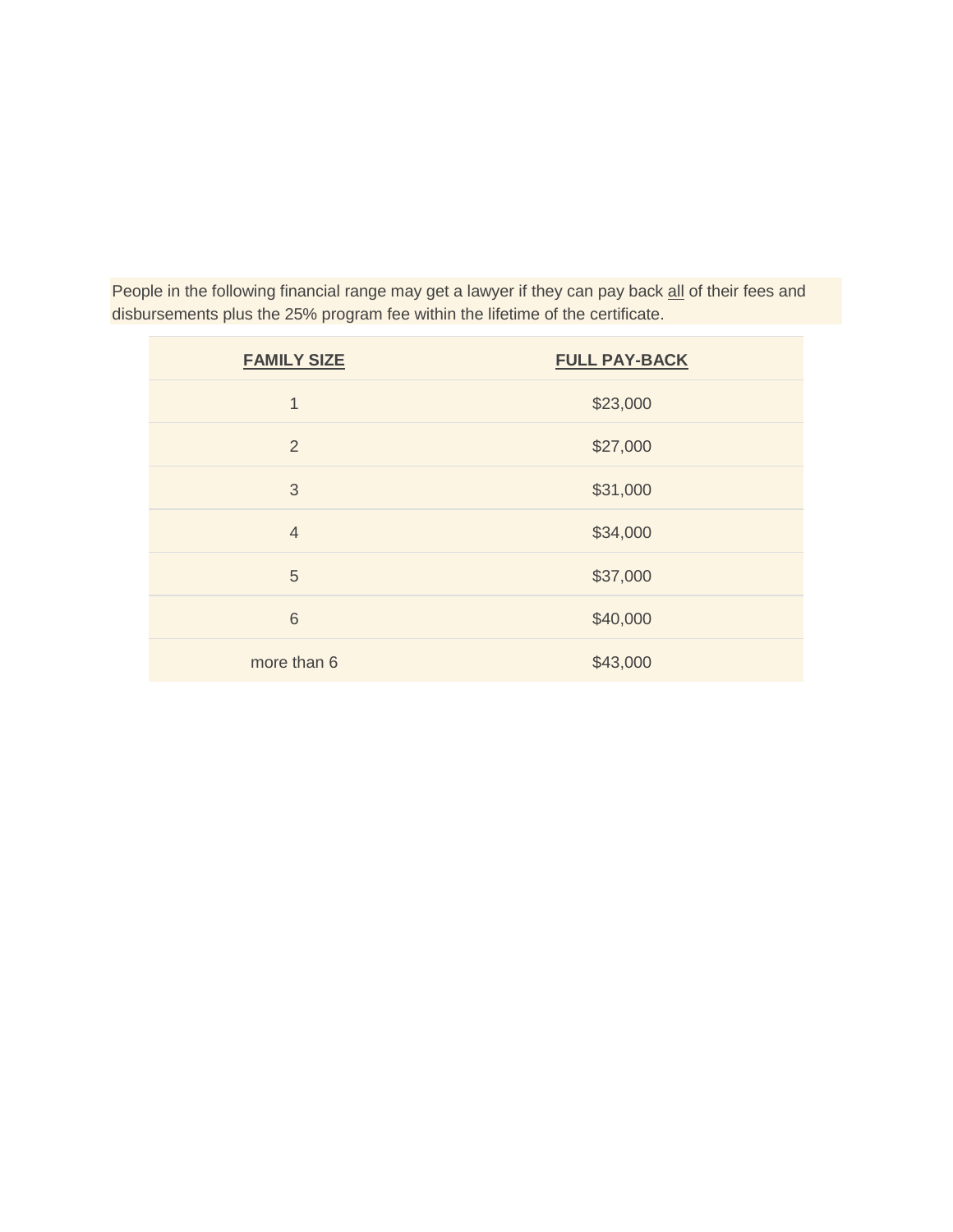People in the following financial range may get a lawyer if they can pay back all of their fees and disbursements plus the 25% program fee within the lifetime of the certificate.

| FAMILY SIZE | FULL PAY-BACK |
|---|---|
| 1 | $23,000 |
| 2 | $27,000 |
| 3 | $31,000 |
| 4 | $34,000 |
| 5 | $37,000 |
| 6 | $40,000 |
| more than 6 | $43,000 |